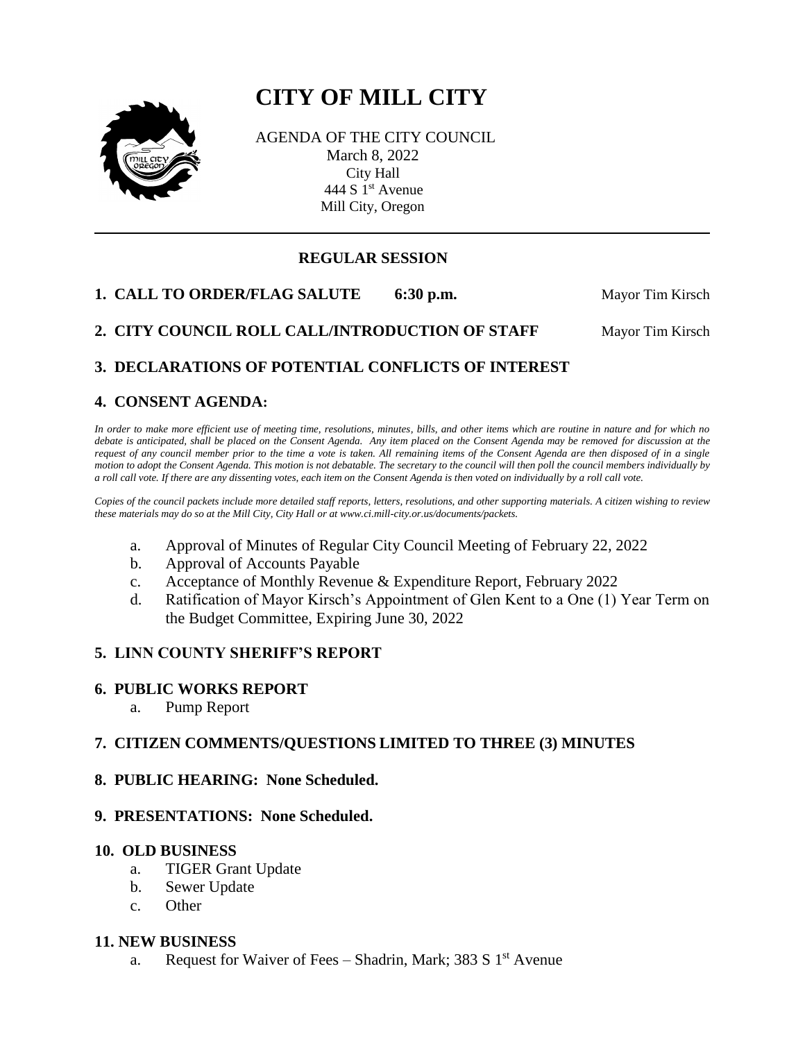# CITY OF MILL CITY

AGENDA OF THE CITY COUNCIL
March 8, 2022
City Hall
444 S 1st Avenue
Mill City, Oregon

---

## REGULAR SESSION

**1. CALL TO ORDER/FLAG SALUTE 6:30 p.m.** Mayor Tim Kirsch

**2. CITY COUNCIL ROLL CALL/INTRODUCTION OF STAFF** Mayor Tim Kirsch

**3. DECLARATIONS OF POTENTIAL CONFLICTS OF INTEREST**

**4. CONSENT AGENDA:**

*In order to make more efficient use of meeting time, resolutions, minutes, bills, and other items which are routine in nature and for which no debate is anticipated, shall be placed on the Consent Agenda. Any item placed on the Consent Agenda may be removed for discussion at the request of any council member prior to the time a vote is taken. All remaining items of the Consent Agenda are then disposed of in a single motion to adopt the Consent Agenda. This motion is not debatable. The secretary to the council will then poll the council members individually by a roll call vote. If there are any dissenting votes, each item on the Consent Agenda is then voted on individually by a roll call vote.*

*Copies of the council packets include more detailed staff reports, letters, resolutions, and other supporting materials. A citizen wishing to review these materials may do so at the Mill City, City Hall or at www.ci.mill-city.or.us/documents/packets.*

a. Approval of Minutes of Regular City Council Meeting of February 22, 2022
b. Approval of Accounts Payable
c. Acceptance of Monthly Revenue & Expenditure Report, February 2022
d. Ratification of Mayor Kirsch's Appointment of Glen Kent to a One (1) Year Term on the Budget Committee, Expiring June 30, 2022

**5. LINN COUNTY SHERIFF'S REPORT**

**6. PUBLIC WORKS REPORT**

a. Pump Report

**7. CITIZEN COMMENTS/QUESTIONS LIMITED TO THREE (3) MINUTES**

**8. PUBLIC HEARING: None Scheduled.**

**9. PRESENTATIONS: None Scheduled.**

**10. OLD BUSINESS**

a. TIGER Grant Update
b. Sewer Update
c. Other

**11. NEW BUSINESS**

a. Request for Waiver of Fees – Shadrin, Mark; 383 S 1st Avenue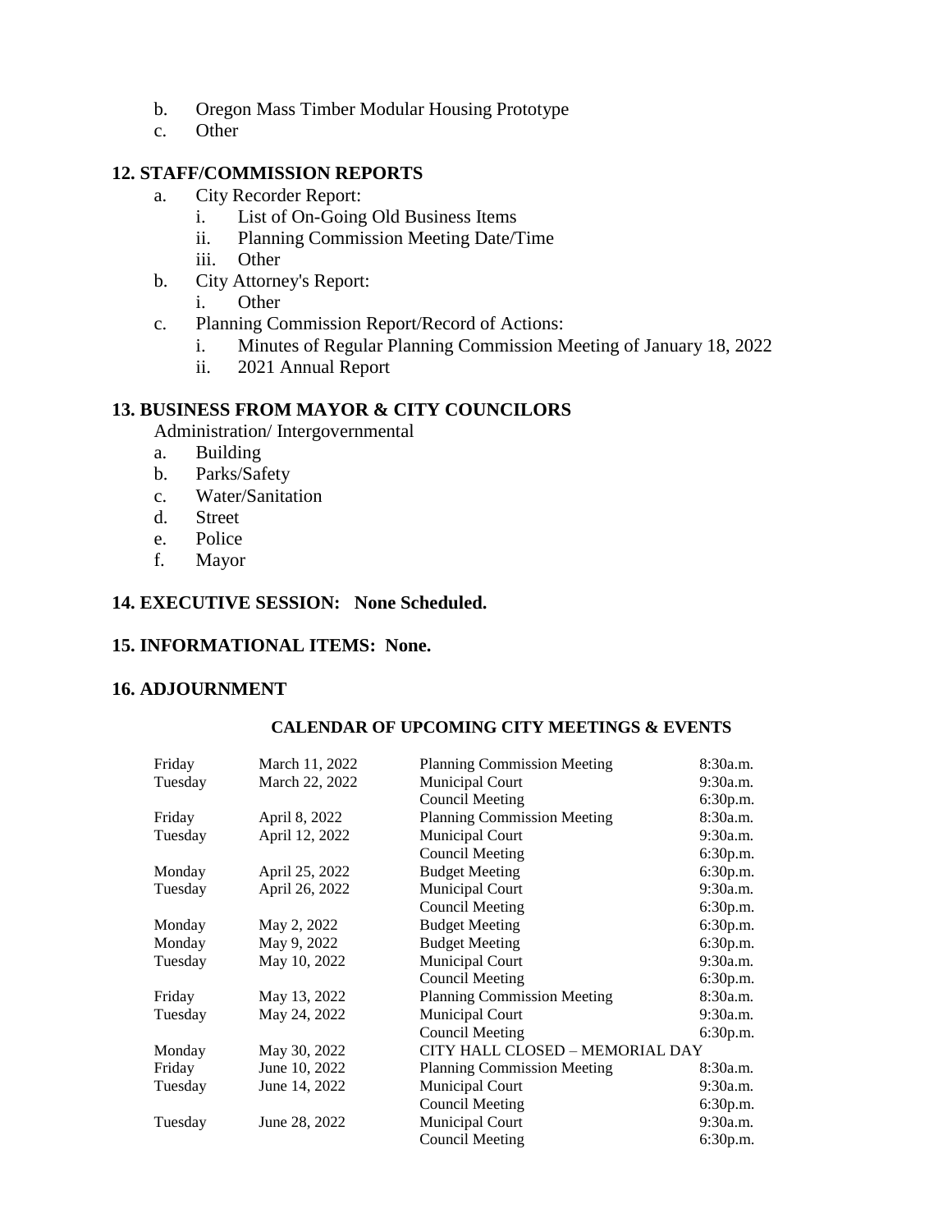b. Oregon Mass Timber Modular Housing Prototype
   c. Other

**12. STAFF/COMMISSION REPORTS**

   a. City Recorder Report:
      i. List of On-Going Old Business Items
      ii. Planning Commission Meeting Date/Time
      iii. Other
   b. City Attorney's Report:
      i. Other
   c. Planning Commission Report/Record of Actions:
      i. Minutes of Regular Planning Commission Meeting of January 18, 2022
      ii. 2021 Annual Report

**13. BUSINESS FROM MAYOR & CITY COUNCILORS**

Administration/ Intergovernmental

   a. Building
   b. Parks/Safety
   c. Water/Sanitation
   d. Street
   e. Police
   f. Mayor

**14. EXECUTIVE SESSION: None Scheduled.**

**15. INFORMATIONAL ITEMS: None.**

**16. ADJOURNMENT**

**CALENDAR OF UPCOMING CITY MEETINGS & EVENTS**

| | | | |
|---|---|---|---|
| Friday | March 11, 2022 | Planning Commission Meeting | 8:30a.m. |
| Tuesday | March 22, 2022 | Municipal Court | 9:30a.m. |
| | | Council Meeting | 6:30p.m. |
| Friday | April 8, 2022 | Planning Commission Meeting | 8:30a.m. |
| Tuesday | April 12, 2022 | Municipal Court | 9:30a.m. |
| | | Council Meeting | 6:30p.m. |
| Monday | April 25, 2022 | Budget Meeting | 6:30p.m. |
| Tuesday | April 26, 2022 | Municipal Court | 9:30a.m. |
| | | Council Meeting | 6:30p.m. |
| Monday | May 2, 2022 | Budget Meeting | 6:30p.m. |
| Monday | May 9, 2022 | Budget Meeting | 6:30p.m. |
| Tuesday | May 10, 2022 | Municipal Court | 9:30a.m. |
| | | Council Meeting | 6:30p.m. |
| Friday | May 13, 2022 | Planning Commission Meeting | 8:30a.m. |
| Tuesday | May 24, 2022 | Municipal Court | 9:30a.m. |
| | | Council Meeting | 6:30p.m. |
| Monday | May 30, 2022 | CITY HALL CLOSED – MEMORIAL DAY | |
| Friday | June 10, 2022 | Planning Commission Meeting | 8:30a.m. |
| Tuesday | June 14, 2022 | Municipal Court | 9:30a.m. |
| | | Council Meeting | 6:30p.m. |
| Tuesday | June 28, 2022 | Municipal Court | 9:30a.m. |
| | | Council Meeting | 6:30p.m. |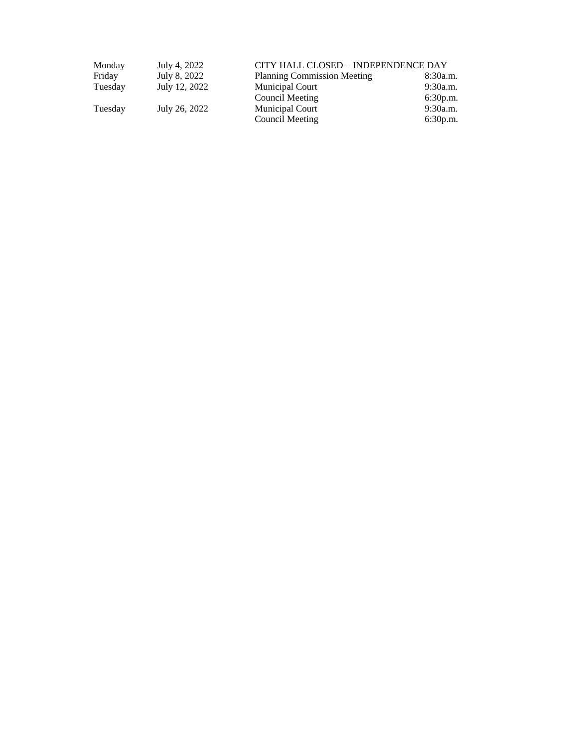| | | | |
|---|---|---|---|
| Monday | July 4, 2022 | CITY HALL CLOSED – INDEPENDENCE DAY | |
| Friday | July 8, 2022 | Planning Commission Meeting | 8:30a.m. |
| Tuesday | July 12, 2022 | Municipal Court | 9:30a.m. |
| | | Council Meeting | 6:30p.m. |
| Tuesday | July 26, 2022 | Municipal Court | 9:30a.m. |
| | | Council Meeting | 6:30p.m. |